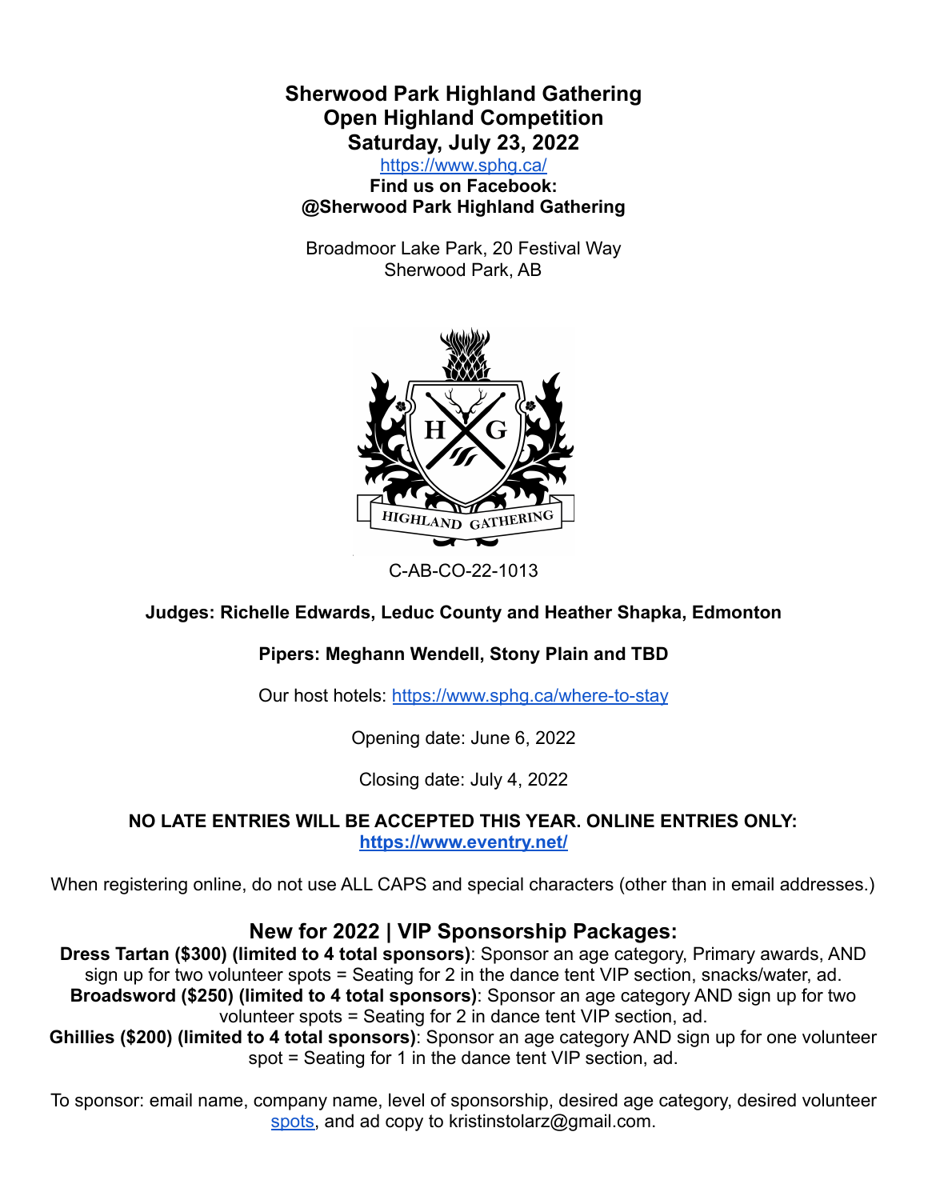# Sherwood Park Highland Gathering
# Open Highland Competition
# Saturday, July 23, 2022

https://www.sphg.ca/

**Find us on Facebook:**
**@Sherwood Park Highland Gathering**

Broadmoor Lake Park, 20 Festival Way
Sherwood Park, AB

C-AB-CO-22-1013

**Judges: Richelle Edwards, Leduc County and Heather Shapka, Edmonton**

**Pipers: Meghann Wendell, Stony Plain and TBD**

Our host hotels: https://www.sphg.ca/where-to-stay

Opening date: June 6, 2022

Closing date: July 4, 2022

**NO LATE ENTRIES WILL BE ACCEPTED THIS YEAR. ONLINE ENTRIES ONLY: https://www.eventry.net/**

When registering online, do not use ALL CAPS and special characters (other than in email addresses.)

## New for 2022 | VIP Sponsorship Packages:

**Dress Tartan ($300) (limited to 4 total sponsors)**: Sponsor an age category, Primary awards, AND sign up for two volunteer spots = Seating for 2 in the dance tent VIP section, snacks/water, ad.

**Broadsword ($250) (limited to 4 total sponsors)**: Sponsor an age category AND sign up for two volunteer spots = Seating for 2 in dance tent VIP section, ad.

**Ghillies ($200) (limited to 4 total sponsors)**: Sponsor an age category AND sign up for one volunteer spot = Seating for 1 in the dance tent VIP section, ad.

To sponsor: email name, company name, level of sponsorship, desired age category, desired volunteer spots, and ad copy to kristinstolarz@gmail.com.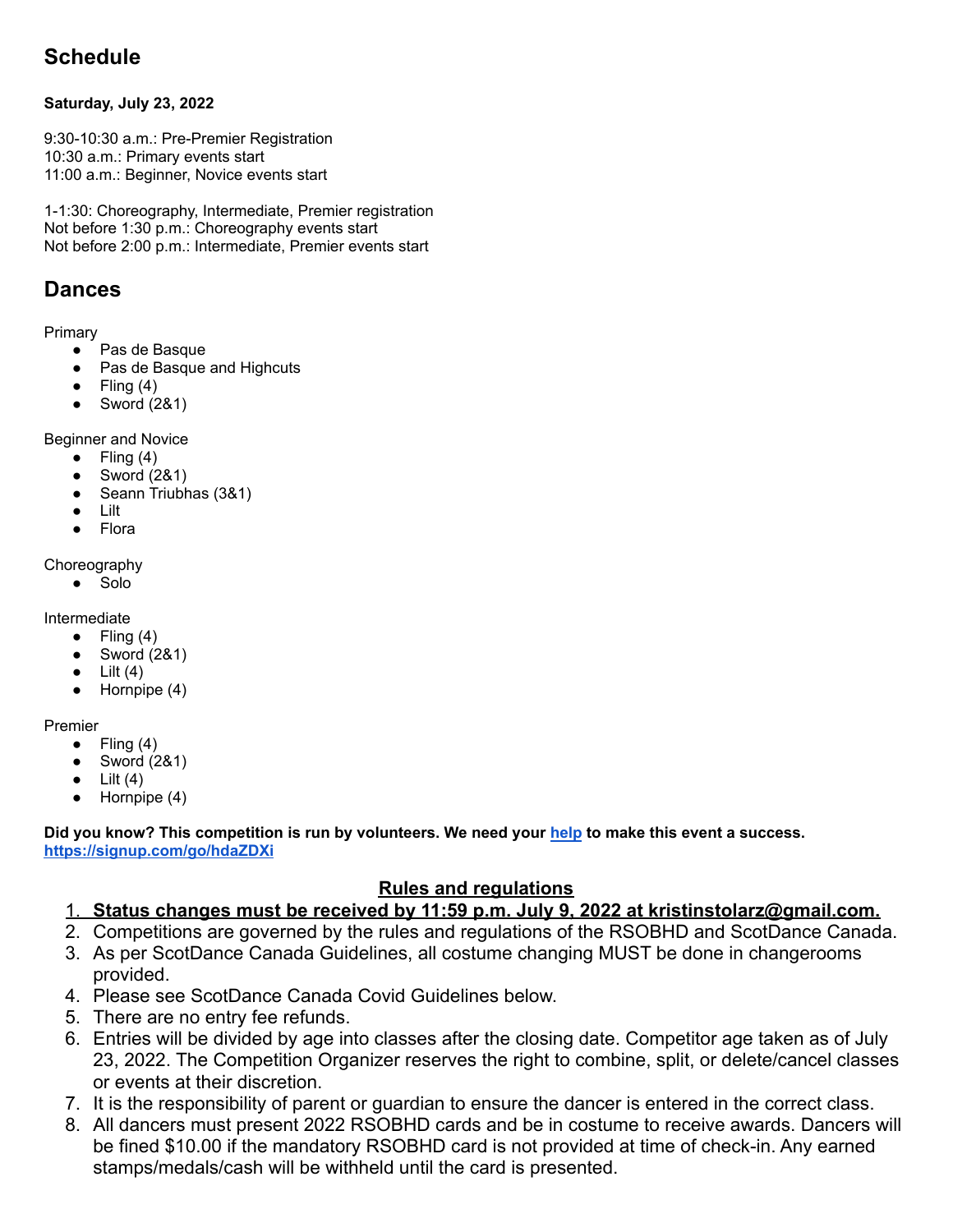## Schedule

**Saturday, July 23, 2022**

9:30-10:30 a.m.: Pre-Premier Registration
10:30 a.m.: Primary events start
11:00 a.m.: Beginner, Novice events start

1-1:30: Choreography, Intermediate, Premier registration
Not before 1:30 p.m.: Choreography events start
Not before 2:00 p.m.: Intermediate, Premier events start

## Dances

Primary

- Pas de Basque
- Pas de Basque and Highcuts
- Fling (4)
- Sword (2&1)

Beginner and Novice

- Fling (4)
- Sword (2&1)
- Seann Triubhas (3&1)
- Lilt
- Flora

Choreography

- Solo

Intermediate

- Fling (4)
- Sword (2&1)
- Lilt (4)
- Hornpipe (4)

Premier

- Fling (4)
- Sword (2&1)
- Lilt (4)
- Hornpipe (4)

**Did you know? This competition is run by volunteers. We need your [help](https://signup.com/go/hdaZDXi) to make this event a success. [https://signup.com/go/hdaZDXi](https://signup.com/go/hdaZDXi)**

### Rules and regulations

1. **Status changes must be received by 11:59 p.m. July 9, 2022 at kristinstolarz@gmail.com.**
2. Competitions are governed by the rules and regulations of the RSOBHD and ScotDance Canada.
3. As per ScotDance Canada Guidelines, all costume changing MUST be done in changerooms provided.
4. Please see ScotDance Canada Covid Guidelines below.
5. There are no entry fee refunds.
6. Entries will be divided by age into classes after the closing date. Competitor age taken as of July 23, 2022. The Competition Organizer reserves the right to combine, split, or delete/cancel classes or events at their discretion.
7. It is the responsibility of parent or guardian to ensure the dancer is entered in the correct class.
8. All dancers must present 2022 RSOBHD cards and be in costume to receive awards. Dancers will be fined $10.00 if the mandatory RSOBHD card is not provided at time of check-in. Any earned stamps/medals/cash will be withheld until the card is presented.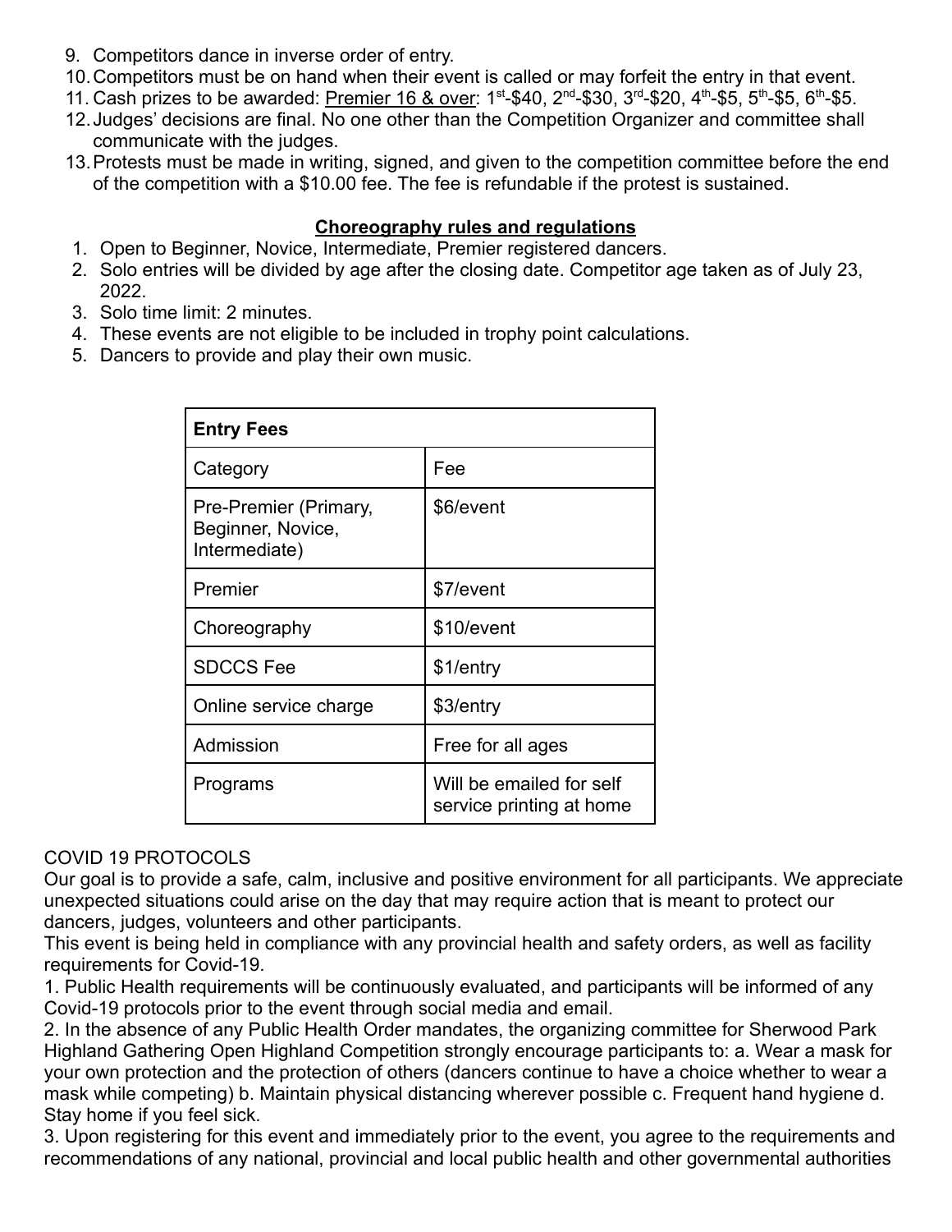9. Competitors dance in inverse order of entry.
10. Competitors must be on hand when their event is called or may forfeit the entry in that event.
11. Cash prizes to be awarded: <u>Premier 16 & over</u>: 1st-$40, 2nd-$30, 3rd-$20, 4th-$5, 5th-$5, 6th-$5.
12. Judges' decisions are final. No one other than the Competition Organizer and committee shall communicate with the judges.
13. Protests must be made in writing, signed, and given to the competition committee before the end of the competition with a $10.00 fee. The fee is refundable if the protest is sustained.

## Choreography rules and regulations

1. Open to Beginner, Novice, Intermediate, Premier registered dancers.
2. Solo entries will be divided by age after the closing date. Competitor age taken as of July 23, 2022.
3. Solo time limit: 2 minutes.
4. These events are not eligible to be included in trophy point calculations.
5. Dancers to provide and play their own music.

| **Entry Fees** | |
|---|---|
| Category | Fee |
| Pre-Premier (Primary, Beginner, Novice, Intermediate) | $6/event |
| Premier | $7/event |
| Choreography | $10/event |
| SDCCS Fee | $1/entry |
| Online service charge | $3/entry |
| Admission | Free for all ages |
| Programs | Will be emailed for self service printing at home |

COVID 19 PROTOCOLS

Our goal is to provide a safe, calm, inclusive and positive environment for all participants. We appreciate unexpected situations could arise on the day that may require action that is meant to protect our dancers, judges, volunteers and other participants.

This event is being held in compliance with any provincial health and safety orders, as well as facility requirements for Covid-19.

1. Public Health requirements will be continuously evaluated, and participants will be informed of any Covid-19 protocols prior to the event through social media and email.

2. In the absence of any Public Health Order mandates, the organizing committee for Sherwood Park Highland Gathering Open Highland Competition strongly encourage participants to: a. Wear a mask for your own protection and the protection of others (dancers continue to have a choice whether to wear a mask while competing) b. Maintain physical distancing wherever possible c. Frequent hand hygiene d. Stay home if you feel sick.

3. Upon registering for this event and immediately prior to the event, you agree to the requirements and recommendations of any national, provincial and local public health and other governmental authorities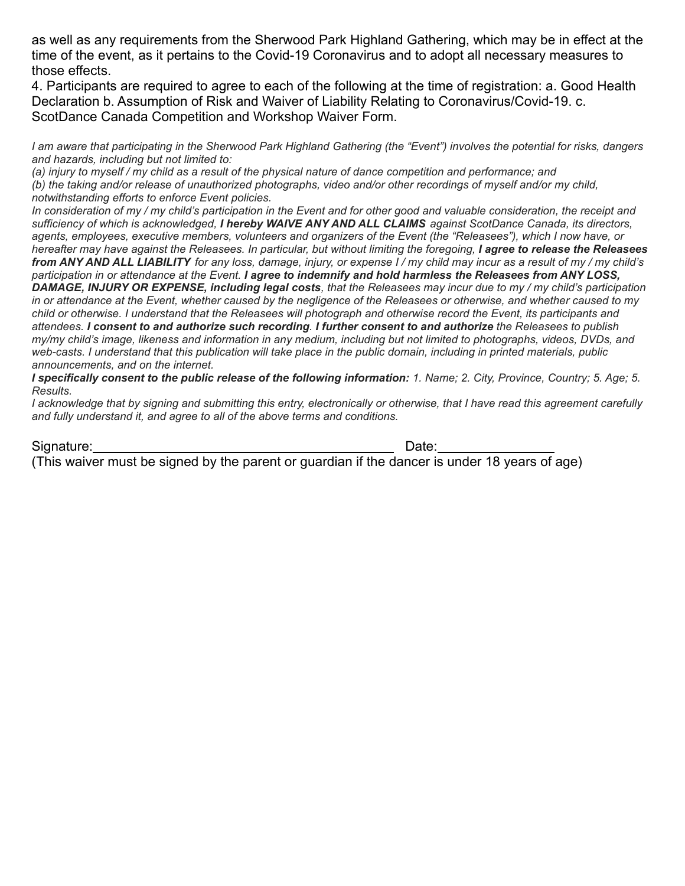as well as any requirements from the Sherwood Park Highland Gathering, which may be in effect at the time of the event, as it pertains to the Covid-19 Coronavirus and to adopt all necessary measures to those effects.

4. Participants are required to agree to each of the following at the time of registration: a. Good Health Declaration b. Assumption of Risk and Waiver of Liability Relating to Coronavirus/Covid-19. c. ScotDance Canada Competition and Workshop Waiver Form.

*I am aware that participating in the Sherwood Park Highland Gathering (the "Event") involves the potential for risks, dangers and hazards, including but not limited to:*

*(a) injury to myself / my child as a result of the physical nature of dance competition and performance; and*

*(b) the taking and/or release of unauthorized photographs, video and/or other recordings of myself and/or my child, notwithstanding efforts to enforce Event policies.*

*In consideration of my / my child's participation in the Event and for other good and valuable consideration, the receipt and sufficiency of which is acknowledged,* ***I hereby WAIVE ANY AND ALL CLAIMS*** *against ScotDance Canada, its directors, agents, employees, executive members, volunteers and organizers of the Event (the "Releasees"), which I now have, or hereafter may have against the Releasees. In particular, but without limiting the foregoing,* ***I agree to release the Releasees from ANY AND ALL LIABILITY*** *for any loss, damage, injury, or expense I / my child may incur as a result of my / my child's participation in or attendance at the Event.* ***I agree to indemnify and hold harmless the Releasees from ANY LOSS, DAMAGE, INJURY OR EXPENSE, including legal costs****, that the Releasees may incur due to my / my child's participation in or attendance at the Event, whether caused by the negligence of the Releasees or otherwise, and whether caused to my child or otherwise. I understand that the Releasees will photograph and otherwise record the Event, its participants and attendees.* ***I consent to and authorize such recording****.* ***I further consent to and authorize*** *the Releasees to publish my/my child's image, likeness and information in any medium, including but not limited to photographs, videos, DVDs, and web-casts. I understand that this publication will take place in the public domain, including in printed materials, public announcements, and on the internet.*

***I specifically consent to the public release of the following information:*** *1. Name; 2. City, Province, Country; 5. Age; 5. Results.*

*I acknowledge that by signing and submitting this entry, electronically or otherwise, that I have read this agreement carefully and fully understand it, and agree to all of the above terms and conditions.*

Signature:\_\_\_\_\_\_\_\_\_\_\_\_\_\_\_\_\_\_\_\_\_\_\_\_\_\_\_\_\_\_\_\_\_\_\_\_\_\_\_\_ Date:\_\_\_\_\_\_\_\_\_\_\_\_\_\_\_

(This waiver must be signed by the parent or guardian if the dancer is under 18 years of age)